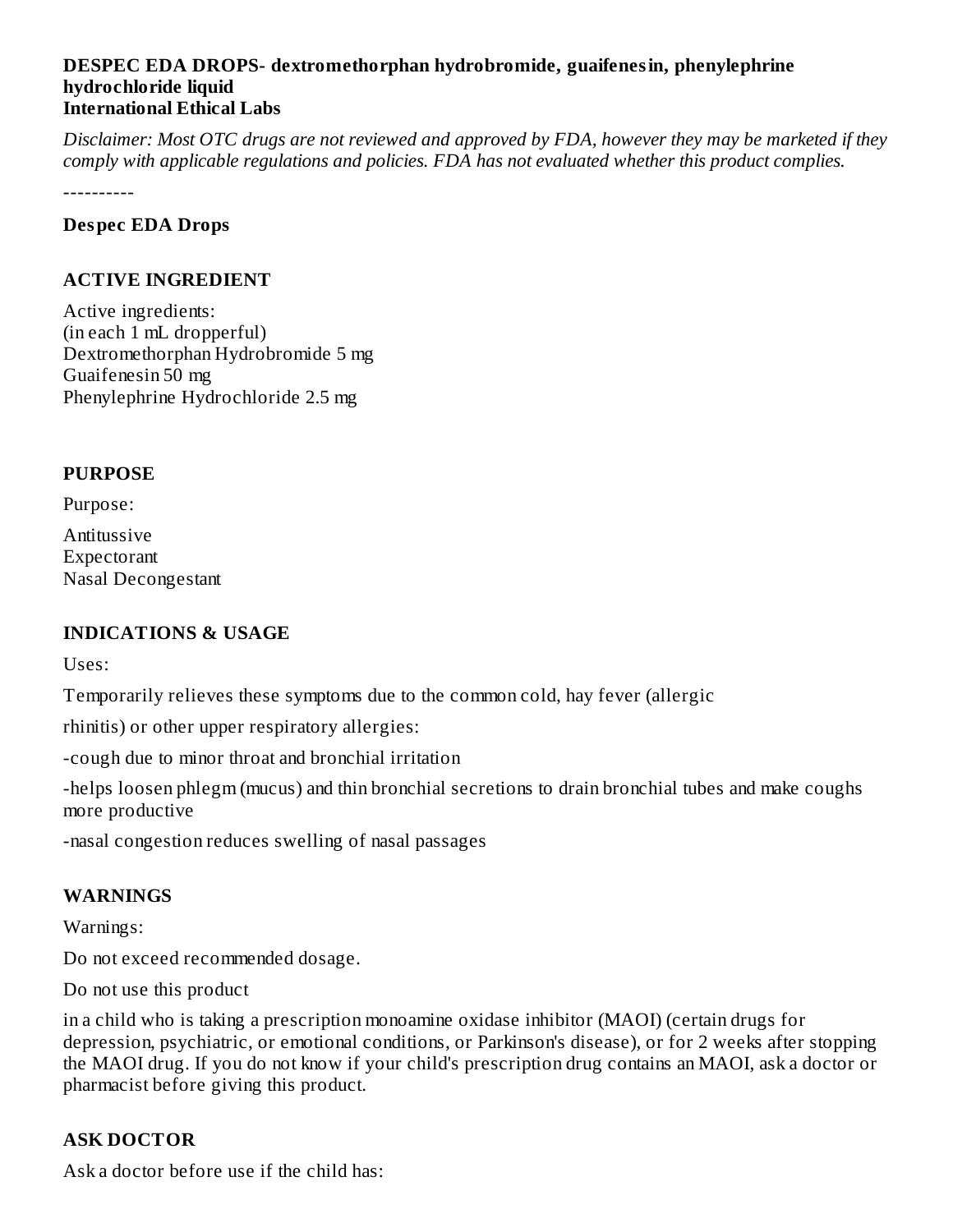**DESPEC EDA DROPS- dextromethorphan hydrobromide, guaifenesin, phenylephrine hydrochloride liquid**
**International Ethical Labs**

*Disclaimer: Most OTC drugs are not reviewed and approved by FDA, however they may be marketed if they comply with applicable regulations and policies. FDA has not evaluated whether this product complies.*

----------

**Despec EDA Drops**

## ACTIVE INGREDIENT

Active ingredients:
(in each 1 mL dropperful)
Dextromethorphan Hydrobromide 5 mg
Guaifenesin 50 mg
Phenylephrine Hydrochloride 2.5 mg

## PURPOSE

Purpose:

Antitussive
Expectorant
Nasal Decongestant

## INDICATIONS & USAGE

Uses:

Temporarily relieves these symptoms due to the common cold, hay fever (allergic

rhinitis) or other upper respiratory allergies:

-cough due to minor throat and bronchial irritation

-helps loosen phlegm (mucus) and thin bronchial secretions to drain bronchial tubes and make coughs more productive

-nasal congestion reduces swelling of nasal passages

## WARNINGS

Warnings:

Do not exceed recommended dosage.

Do not use this product

in a child who is taking a prescription monoamine oxidase inhibitor (MAOI) (certain drugs for depression, psychiatric, or emotional conditions, or Parkinson's disease), or for 2 weeks after stopping the MAOI drug. If you do not know if your child's prescription drug contains an MAOI, ask a doctor or pharmacist before giving this product.

## ASK DOCTOR

Ask a doctor before use if the child has: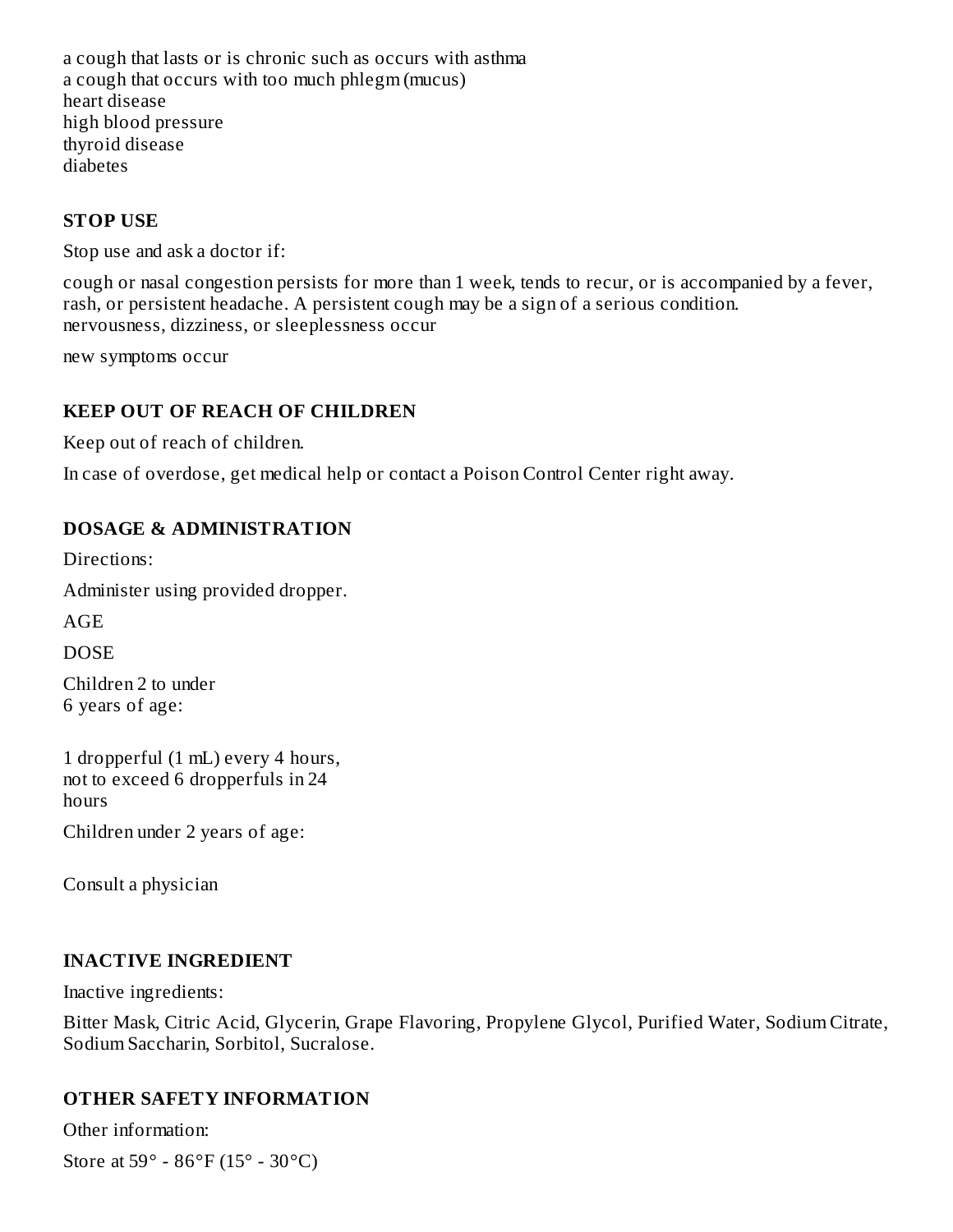a cough that lasts or is chronic such as occurs with asthma
a cough that occurs with too much phlegm (mucus)
heart disease
high blood pressure
thyroid disease
diabetes

### STOP USE

Stop use and ask a doctor if:

cough or nasal congestion persists for more than 1 week, tends to recur, or is accompanied by a fever, rash, or persistent headache. A persistent cough may be a sign of a serious condition.
nervousness, dizziness, or sleeplessness occur

new symptoms occur

### KEEP OUT OF REACH OF CHILDREN

Keep out of reach of children.

In case of overdose, get medical help or contact a Poison Control Center right away.

### DOSAGE & ADMINISTRATION

Directions:

Administer using provided dropper.

| AGE | DOSE |
| --- | --- |
| Children 2 to under 6 years of age: | 1 dropperful (1 mL) every 4 hours, not to exceed 6 dropperfuls in 24 hours |
| Children under 2 years of age: | Consult a physician |

### INACTIVE INGREDIENT

Inactive ingredients:

Bitter Mask, Citric Acid, Glycerin, Grape Flavoring, Propylene Glycol, Purified Water, Sodium Citrate, Sodium Saccharin, Sorbitol, Sucralose.

### OTHER SAFETY INFORMATION

Other information:

Store at 59° - 86°F (15° - 30°C)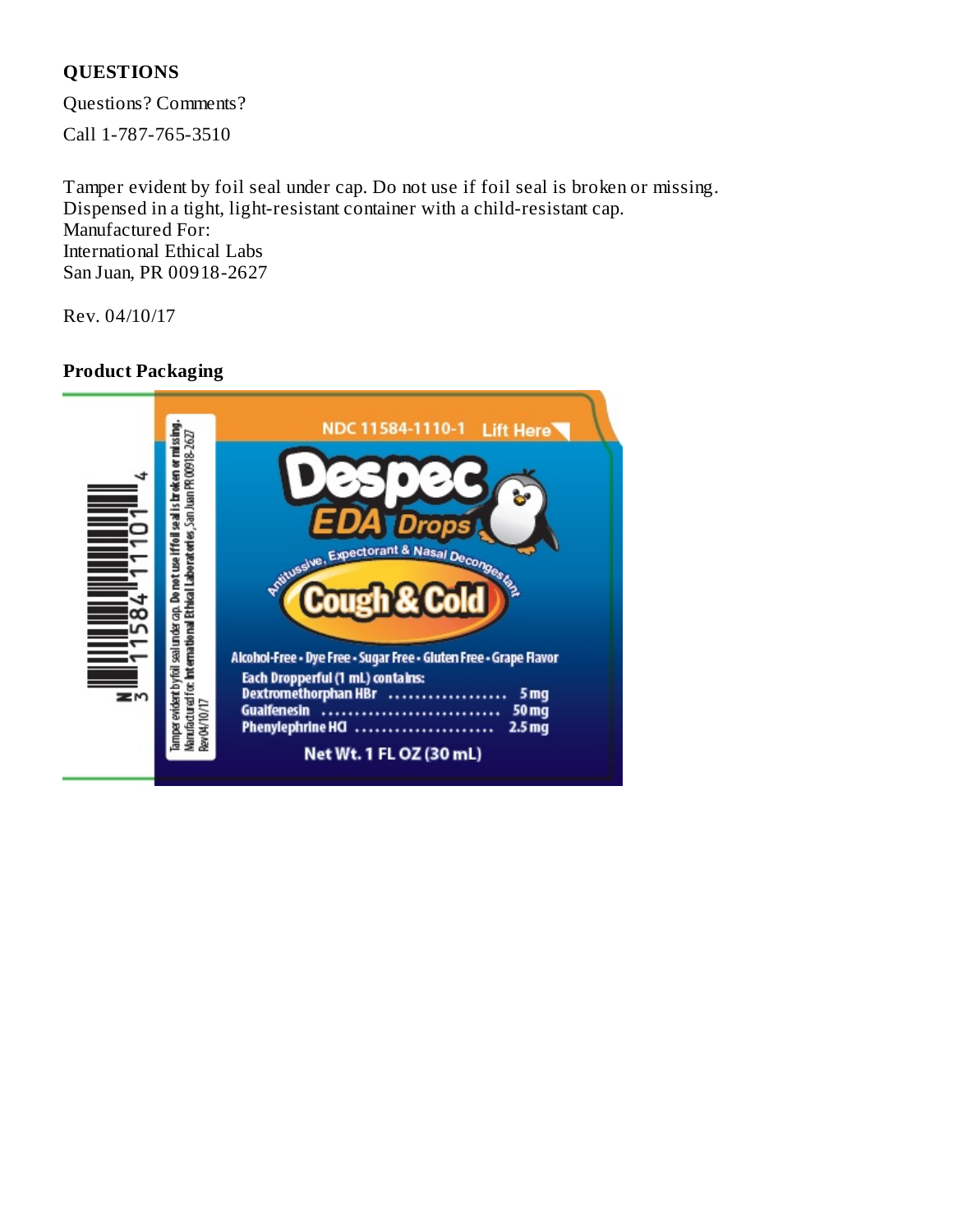**QUESTIONS**

Questions? Comments?

Call 1-787-765-3510

Tamper evident by foil seal under cap. Do not use if foil seal is broken or missing.
Dispensed in a tight, light-resistant container with a child-resistant cap.
Manufactured For:
International Ethical Labs
San Juan, PR 00918-2627

Rev. 04/10/17

**Product Packaging**

NDC 11584-1110-1 Lift Here

Despec EDA Drops

Antitussive, Expectorant & Nasal Decongestant

Cough & Cold

Alcohol-Free • Dye Free • Sugar Free • Gluten Free • Grape Flavor

Each Dropperful (1 mL) contains:

| | |
|---|---|
| Dextromethorphan HBr | 5 mg |
| Guaifenesin | 50 mg |
| Phenylephrine HCl | 2.5 mg |

Net Wt. 1 FL OZ (30 mL)

Tamper evident by foil seal under cap. Do not use if foil seal is broken or missing.
Manufactured for: International Ethical Laboratories, San Juan PR 00918-2627
Rev 04/10/17

N 3 11584 11101 4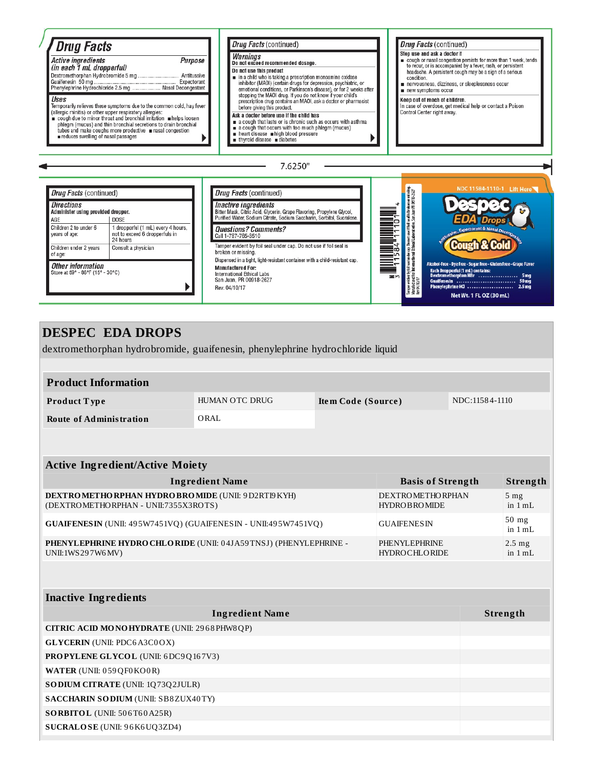## Drug Facts

| *Active ingredients* *(in each 1 mL dropperful)* | *Purpose* |
|---|---|
| Dextromethorphan Hydrobromide 5 mg | Antitussive |
| Guaifenesin 50 mg | Expectorant |
| Phenylephrine Hydrochloride 2.5 mg | Nasal Decongestant |

***Uses***

Temporarily relieves these symptoms due to the common cold, hay fever (allergic rhinitis) or other upper respiratory allergies:

- cough due to minor throat and bronchial irritation
- helps loosen phlegm (mucus) and thin bronchial secretions to drain bronchial tubes and make coughs more productive
- nasal congestion
- reduces swelling of nasal passages

## *Drug Facts* (continued)

***Warnings***

**Do not exceed recommended dosage.**

**Do not use this product**

- in a child who is taking a prescription monoamine oxidase inhibitor (MAOI) (certain drugs for depression, psychiatric, or emotional conditions, or Parkinson's disease), or for 2 weeks after stopping the MAOI drug. If you do not know if your child's prescription drug contains an MAOI, ask a doctor or pharmacist before giving this product.

**Ask a doctor before use if the child has**

- a cough that lasts or is chronic such as occurs with asthma
- a cough that occurs with too much phlegm (mucus)
- heart disease
- high blood pressure
- thyroid disease
- diabetes

## *Drug Facts* (continued)

**Stop use and ask a doctor if**

- cough or nasal congestion persists for more than 1 week, tends to recur, or is accompanied by a fever, rash, or persistent headache. A persistent cough may be a sign of a serious condition.
- nervousness, dizziness, or sleeplessness occur
- new symptoms occur

**Keep out of reach of children.**

In case of overdose, get medical help or contact a Poison Control Center right away.

7.6250"

## *Drug Facts* (continued)

***Directions***

**Administer using provided dropper.**

| AGE | DOSE |
|---|---|
| Children 2 to under 6 years of age: | 1 dropperful (1 mL) every 4 hours, not to exceed 6 dropperfuls in 24 hours |
| Children under 2 years of age: | Consult a physician |

***Other information***

Store at 59° - 86°F (15° - 30°C)

## *Drug Facts* (continued)

***Inactive ingredients***

Bitter Mask, Citric Acid, Glycerin, Grape Flavoring, Propylene Glycol, Purified Water, Sodium Citrate, Sodium Saccharin, Sorbitol, Sucralose.

***Questions? Comments?***

Call 1-787-765-3510

Tamper evident by foil seal under cap. Do not use if foil seal is broken or missing.

Dispensed in a tight, light-resistant container with a child-resistant cap.

**Manufactured For:**
International Ethical Labs
San Juan, PR 00918-2627

Rev. 04/10/17

Tamper evident by foil seal under cap. Do not use if foil seal is broken or missing. Manufactured for International Ethical Laboratories San Juan PR 00918-2627 Rev 04/10/17

NDC 11584-1110-1 Lift Here

Despec EDA Drops

Antitussive, Expectorant & Nasal Decongestant

Cough & Cold

Alcohol-Free - Dye Free - Sugar Free - Gluten Free - Grape Flavor

Each Dropperful (1 mL) contains:
Dextromethorphan HBr ..................... 5 mg
Guaifenesin ..................... 50 mg
Phenylephrine HCl ..................... 2.5 mg

Net Wt. 1 FL OZ (30 mL)

# DESPEC EDA DROPS

dextromethorphan hydrobromide, guaifenesin, phenylephrine hydrochloride liquid

| Product Information | | | |
|---|---|---|---|
| **Product Type** | HUMAN OTC DRUG | **Item Code (Source)** | NDC:11584-1110 |
| **Route of Administration** | ORAL | | |

| Active Ingredient/Active Moiety | | |
|---|---|---|
| **Ingredient Name** | **Basis of Strength** | **Strength** |
| **DEXTROMETHORPHAN HYDROBROMIDE** (UNII: 9D2RTI9KYH) (DEXTROMETHORPHAN - UNII:7355X3ROTS) | DEXTROMETHORPHAN HYDROBROMIDE | 5 mg in 1 mL |
| **GUAIFENESIN** (UNII: 495W7451VQ) (GUAIFENESIN - UNII:495W7451VQ) | GUAIFENESIN | 50 mg in 1 mL |
| **PHENYLEPHRINE HYDROCHLORIDE** (UNII: 04JA59TNSJ) (PHENYLEPHRINE - UNII:1WS297W6MV) | PHENYLEPHRINE HYDROCHLORIDE | 2.5 mg in 1 mL |

| Inactive Ingredients | |
|---|---|
| **Ingredient Name** | **Strength** |
| **CITRIC ACID MONOHYDRATE** (UNII: 2968PHW8QP) | |
| **GLYCERIN** (UNII: PDC6A3C0OX) | |
| **PROPYLENE GLYCOL** (UNII: 6DC9Q167V3) | |
| **WATER** (UNII: 059QF0KO0R) | |
| **SODIUM CITRATE** (UNII: 1Q73Q2JULR) | |
| **SACCHARIN SODIUM** (UNII: SB8ZUX40TY) | |
| **SORBITOL** (UNII: 506T60A25R) | |
| **SUCRALOSE** (UNII: 96K6UQ3ZD4) | |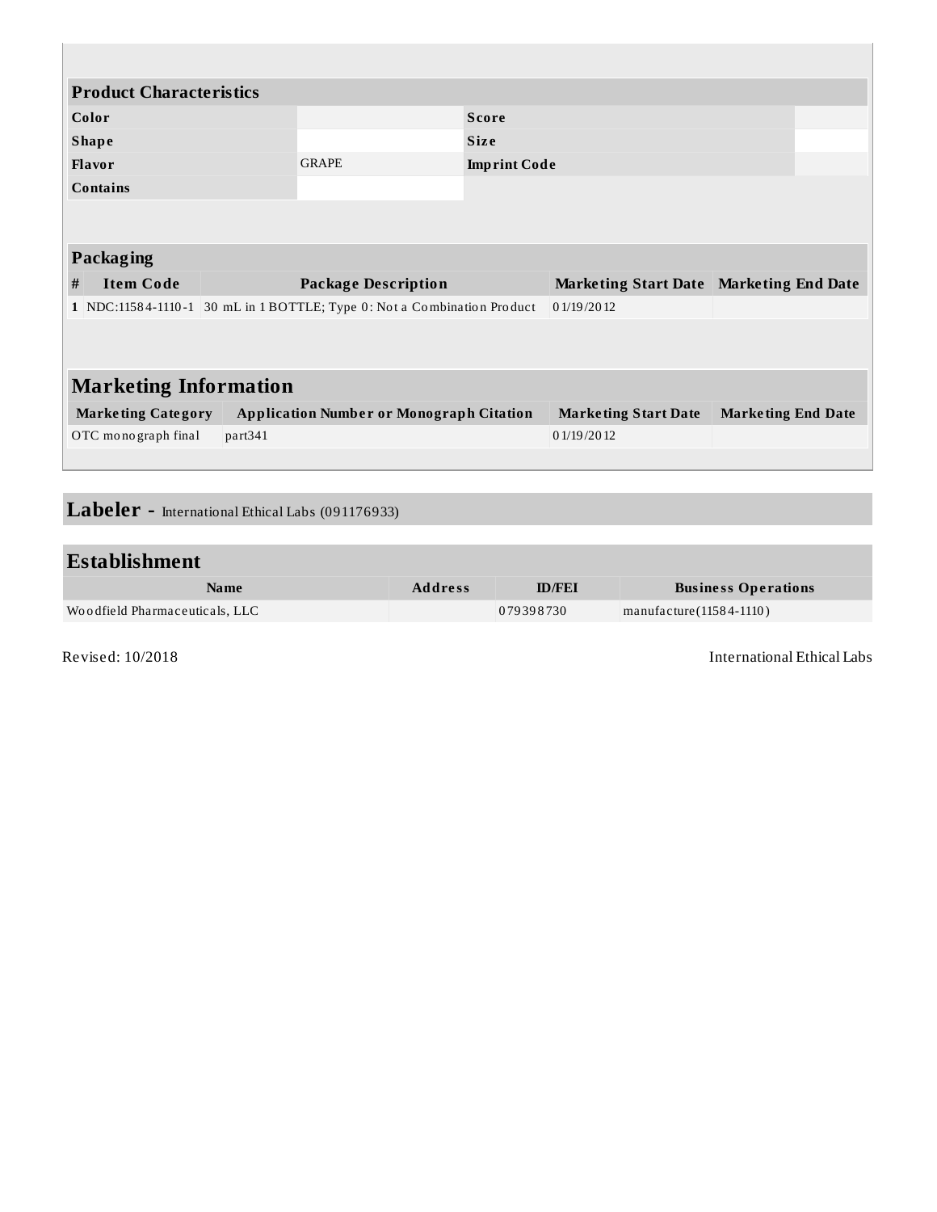## Product Characteristics

| | | | |
|---|---|---|---|
| **Color** | | **Score** | |
| **Shape** | | **Size** | |
| **Flavor** | GRAPE | **Imprint Code** | |
| **Contains** | | | |

## Packaging

| # | Item Code | Package Description | Marketing Start Date | Marketing End Date |
|---|---|---|---|---|
| 1 | NDC:11584-1110-1 | 30 mL in 1 BOTTLE; Type 0: Not a Combination Product | 01/19/2012 | |

## Marketing Information

| Marketing Category | Application Number or Monograph Citation | Marketing Start Date | Marketing End Date |
|---|---|---|---|
| OTC monograph final | part341 | 01/19/2012 | |

## Labeler - International Ethical Labs (091176933)

## Establishment

| Name | Address | ID/FEI | Business Operations |
|---|---|---|---|
| Woodfield Pharmaceuticals, LLC | | 079398730 | manufacture(11584-1110) |

Revised: 10/2018

International Ethical Labs